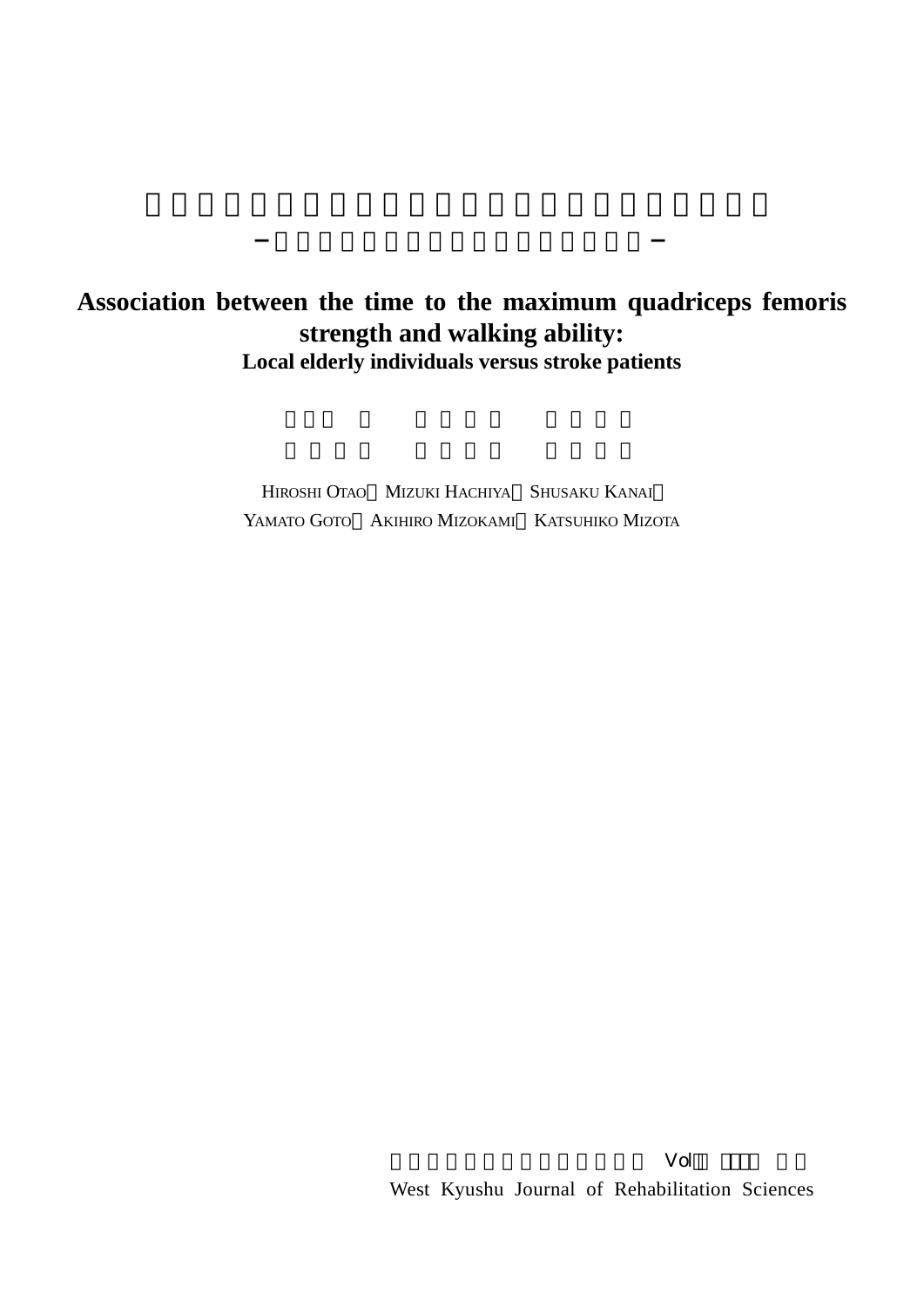**Association between the time to the maximum quadriceps femoris strength and walking ability:**

**Local elderly individuals versus stroke patients**

HIROSHI OTAO MIZUKI HACHIYA SHUSAKU KANAI

YAMATO GOTO AKIHIRO MIZOKAMI KATSUHIKO MIZOTA

West Kyushu Journal of Rehabilitation Sciences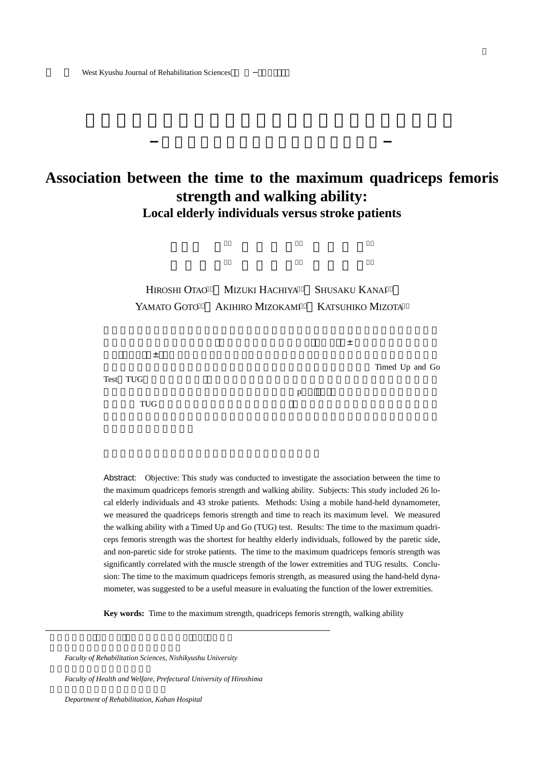# Association between the time to the maximum quadriceps femoris strength and walking ability:

## Local elderly individuals versus stroke patients

HIROSHI OTAO, MIZUKI HACHIYA, SHUSAKU KANAI, YAMATO GOTO, AKIHIRO MIZOKAMI, KATSUHIKO MIZOTA

± ±

Timed Up and Go Test TUG

p

TUG

**Abstract:** Objective: This study was conducted to investigate the association between the time to the maximum quadriceps femoris strength and walking ability. Subjects: This study included 26 local elderly individuals and 43 stroke patients. Methods: Using a mobile hand-held dynamometer, we measured the quadriceps femoris strength and time to reach its maximum level. We measured the walking ability with a Timed Up and Go (TUG) test. Results: The time to the maximum quadriceps femoris strength was the shortest for healthy elderly individuals, followed by the paretic side, and non-paretic side for stroke patients. The time to the maximum quadriceps femoris strength was significantly correlated with the muscle strength of the lower extremities and TUG results. Conclusion: The time to the maximum quadriceps femoris strength, as measured using the hand-held dynamometer, was suggested to be a useful measure in evaluating the function of the lower extremities.

**Key words:** Time to the maximum strength, quadriceps femoris strength, walking ability

*Faculty of Rehabilitation Sciences, Nishikyushu University*

*Faculty of Health and Welfare, Prefectural University of Hiroshima*

*Department of Rehabilitation, Kahan Hospital*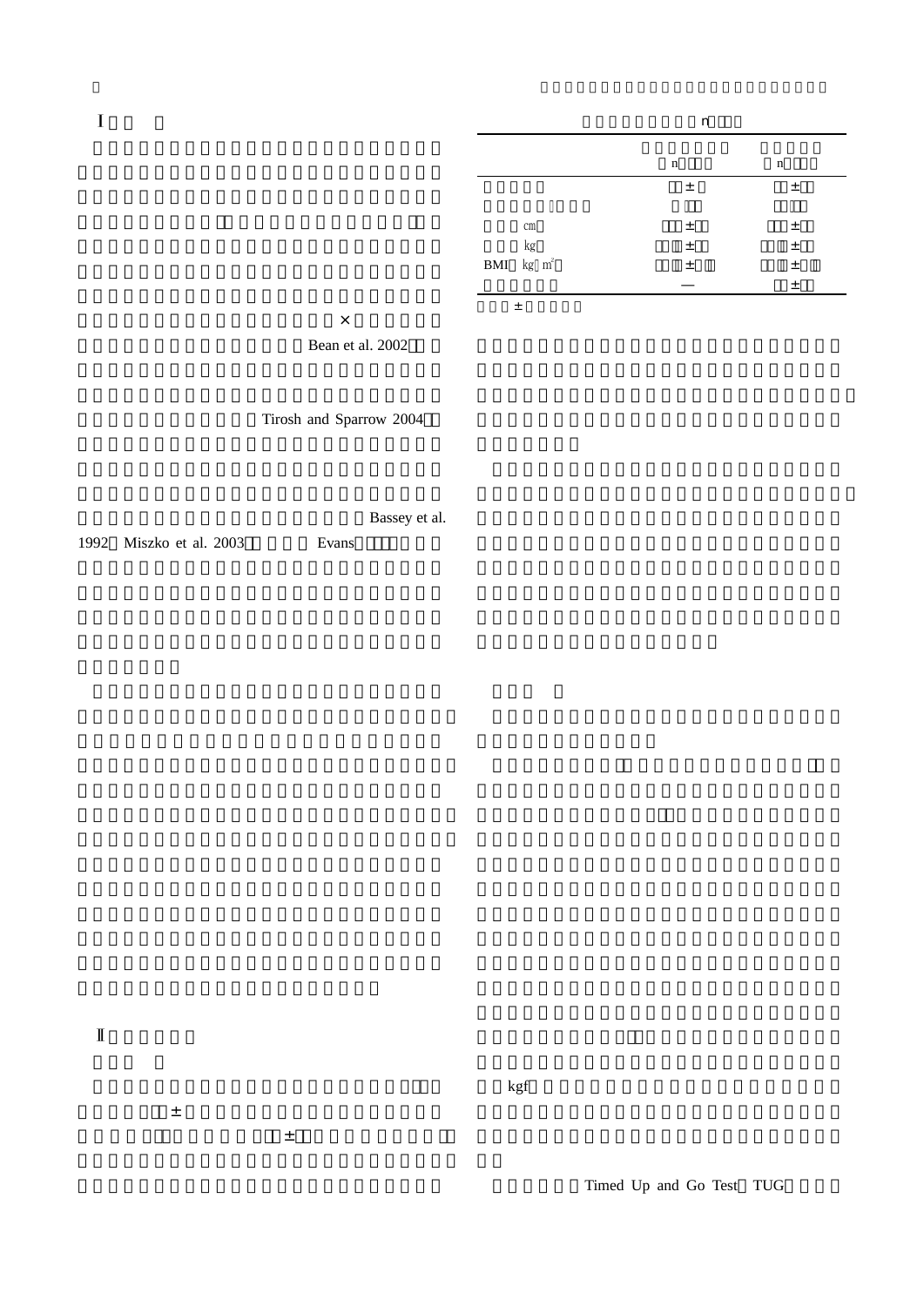Ⅰ

×

Bean et al. 2002

Tirosh and Sparrow 2004

Bassey et al. 1992 Miszko et al. 2003 Evans

Ⅱ

±

±

n

| | n | n |
|---|---|---|
| | ± | ± |
| | | |
| cm | ± | ± |
| kg | ± | ± |
| BMI kg m² | ± | ± |
| | — | ± |

±

kgf

Timed Up and Go Test TUG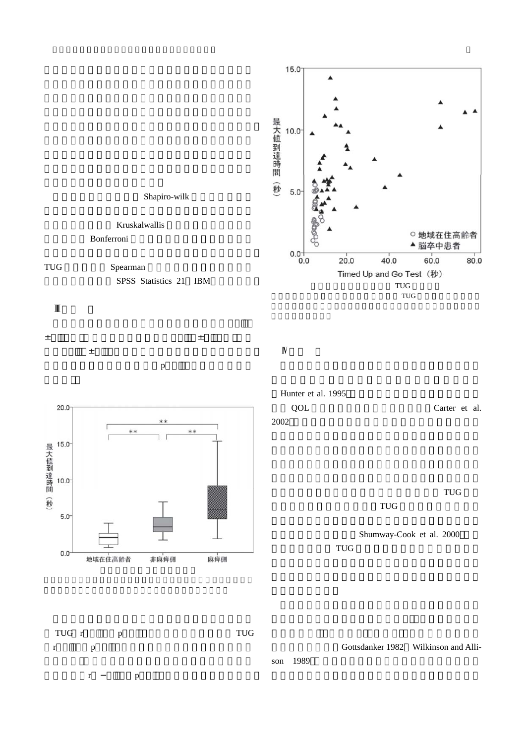Shapiro-wilk

Kruskalwallis

Bonferroni

TUG　Spearman

SPSS Statistics 21（IBM）

## Ⅲ

±　±　±

p

最大値到達時間（秒）

地域在住高齢者　非麻痺側　麻痺側

** ** **

TUG r p TUG

r p

r − p

最大値到達時間（秒）

○ 地域在住高齢者

▲ 脳卒中患者

Timed Up and Go Test（秒）

TUG

TUG

## Ⅳ

Hunter et al. 1995

QOL　Carter et al. 2002

TUG

TUG

Shumway-Cook et al. 2000

TUG

Gottsdanker 1982　Wilkinson and Allison 1989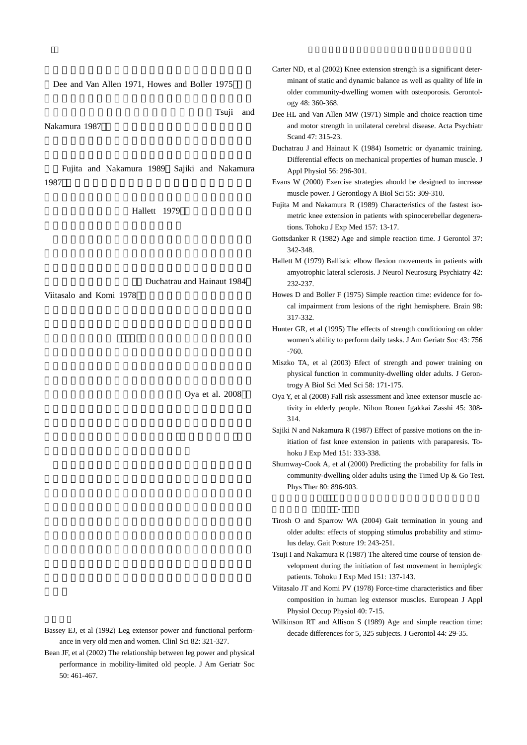Dee and Van Allen 1971, Howes and Boller 1975

Tsuji and Nakamura 1987

Fujita and Nakamura 1989 Sajiki and Nakamura 1987

Hallett 1979

Duchatrau and Hainaut 1984 Viitasalo and Komi 1978

Oya et al. 2008

Bassey EJ, et al (1992) Leg extensor power and functional performance in very old men and women. Clinl Sci 82: 321-327.

Bean JF, et al (2002) The relationship between leg power and physical performance in mobility-limited old people. J Am Geriatr Soc 50: 461-467.

Carter ND, et al (2002) Knee extension strength is a significant determinant of static and dynamic balance as well as quality of life in older community-dwelling women with osteoporosis. Gerontology 48: 360-368.

Dee HL and Van Allen MW (1971) Simple and choice reaction time and motor strength in unilateral cerebral disease. Acta Psychiatr Scand 47: 315-23.

Duchatrau J and Hainaut K (1984) Isometric or dyanamic training. Differential effects on mechanical properties of human muscle. J Appl Physiol 56: 296-301.

Evans W (2000) Exercise strategies ahould be designed to increase muscle power. J Gerontlogy A Biol Sci 55: 309-310.

Fujita M and Nakamura R (1989) Characteristics of the fastest isometric knee extension in patients with spinocerebellar degenerations. Tohoku J Exp Med 157: 13-17.

Gottsdanker R (1982) Age and simple reaction time. J Gerontol 37: 342-348.

Hallett M (1979) Ballistic elbow flexion movements in patients with amyotrophic lateral sclerosis. J Neurol Neurosurg Psychiatry 42: 232-237.

Howes D and Boller F (1975) Simple reaction time: evidence for focal impairment from lesions of the right hemisphere. Brain 98: 317-332.

Hunter GR, et al (1995) The effects of strength conditioning on older women's ability to perform daily tasks. J Am Geriatr Soc 43: 756-760.

Miszko TA, et al (2003) Efect of strength and power training on physical function in community-dwelling older adults. J Gerontrogy A Biol Sci Med Sci 58: 171-175.

Oya Y, et al (2008) Fall risk assessment and knee extensor muscle activity in elderly people. Nihon Ronen Igakkai Zasshi 45: 308-314.

Sajiki N and Nakamura R (1987) Effect of passive motions on the initiation of fast knee extension in patients with paraparesis. Tohoku J Exp Med 151: 333-338.

Shumway-Cook A, et al (2000) Predicting the probability for falls in community-dwelling older adults using the Timed Up & Go Test. Phys Ther 80: 896-903.

Tirosh O and Sparrow WA (2004) Gait termination in young and older adults: effects of stopping stimulus probability and stimulus delay. Gait Posture 19: 243-251.

Tsuji I and Nakamura R (1987) The altered time course of tension development during the initiation of fast movement in hemiplegic patients. Tohoku J Exp Med 151: 137-143.

Viitasalo JT and Komi PV (1978) Force-time characteristics and fiber composition in human leg extensor muscles. European J Appl Physiol Occup Physiol 40: 7-15.

Wilkinson RT and Allison S (1989) Age and simple reaction time: decade differences for 5, 325 subjects. J Gerontol 44: 29-35.